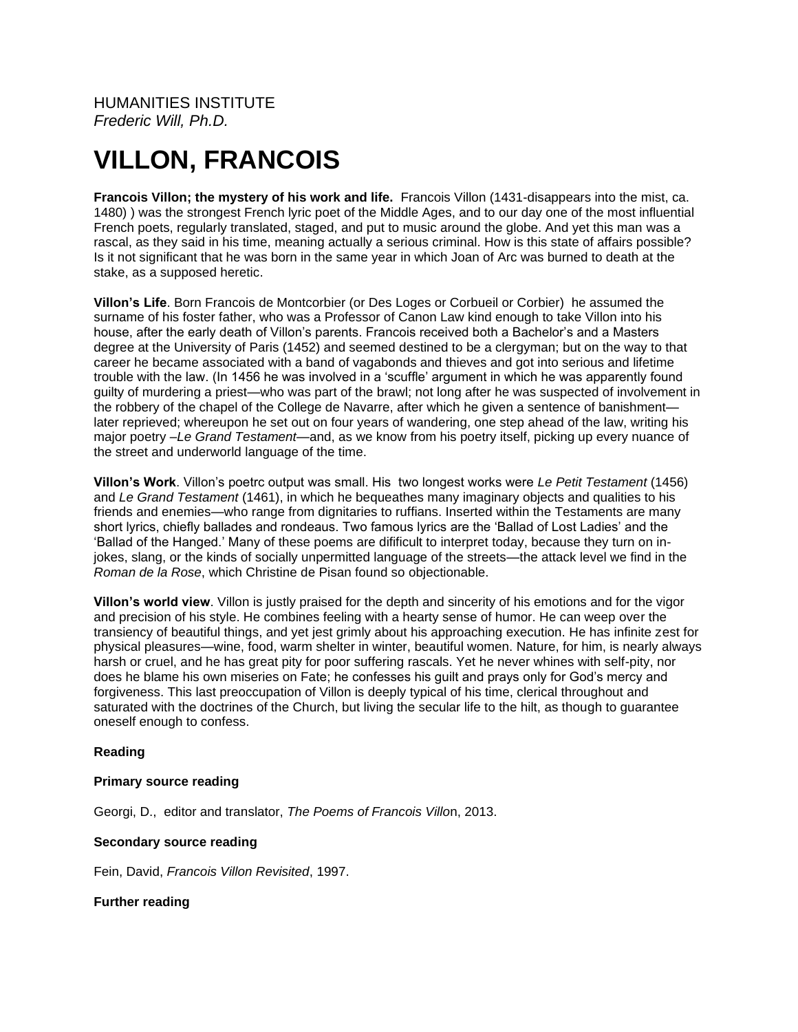HUMANITIES INSTITUTE
*Frederic Will, Ph.D.*

# VILLON, FRANCOIS

**Francois Villon; the mystery of his work and life.** Francois Villon (1431-disappears into the mist, ca. 1480) ) was the strongest French lyric poet of the Middle Ages, and to our day one of the most influential French poets, regularly translated, staged, and put to music around the globe. And yet this man was a rascal, as they said in his time, meaning actually a serious criminal. How is this state of affairs possible? Is it not significant that he was born in the same year in which Joan of Arc was burned to death at the stake, as a supposed heretic.

**Villon's Life**. Born Francois de Montcorbier (or Des Loges or Corbueil or Corbier) he assumed the surname of his foster father, who was a Professor of Canon Law kind enough to take Villon into his house, after the early death of Villon's parents. Francois received both a Bachelor's and a Masters degree at the University of Paris (1452) and seemed destined to be a clergyman; but on the way to that career he became associated with a band of vagabonds and thieves and got into serious and lifetime trouble with the law. (In 1456 he was involved in a 'scuffle' argument in which he was apparently found guilty of murdering a priest—who was part of the brawl; not long after he was suspected of involvement in the robbery of the chapel of the College de Navarre, after which he given a sentence of banishment—later reprieved; whereupon he set out on four years of wandering, one step ahead of the law, writing his major poetry –*Le Grand Testament*—and, as we know from his poetry itself, picking up every nuance of the street and underworld language of the time.

**Villon's Work**. Villon's poetrc output was small. His two longest works were *Le Petit Testament* (1456) and *Le Grand Testament* (1461), in which he bequeathes many imaginary objects and qualities to his friends and enemies—who range from dignitaries to ruffians. Inserted within the Testaments are many short lyrics, chiefly ballades and rondeaus. Two famous lyrics are the 'Ballad of Lost Ladies' and the 'Ballad of the Hanged.' Many of these poems are difficult to interpret today, because they turn on in-jokes, slang, or the kinds of socially unpermitted language of the streets—the attack level we find in the *Roman de la Rose*, which Christine de Pisan found so objectionable.

**Villon's world view**. Villon is justly praised for the depth and sincerity of his emotions and for the vigor and precision of his style. He combines feeling with a hearty sense of humor. He can weep over the transiency of beautiful things, and yet jest grimly about his approaching execution. He has infinite zest for physical pleasures—wine, food, warm shelter in winter, beautiful women. Nature, for him, is nearly always harsh or cruel, and he has great pity for poor suffering rascals. Yet he never whines with self-pity, nor does he blame his own miseries on Fate; he confesses his guilt and prays only for God's mercy and forgiveness. This last preoccupation of Villon is deeply typical of his time, clerical throughout and saturated with the doctrines of the Church, but living the secular life to the hilt, as though to guarantee oneself enough to confess.

**Reading**

**Primary source reading**

Georgi, D., editor and translator, *The Poems of Francois Villon*, 2013.

**Secondary source reading**

Fein, David, *Francois Villon Revisited*, 1997.

**Further reading**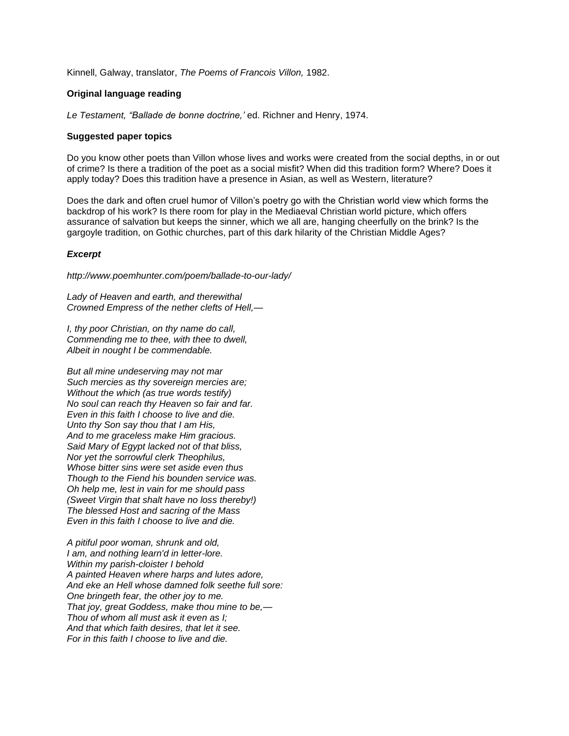Kinnell, Galway, translator, *The Poems of Francois Villon,* 1982.

**Original language reading**

*Le Testament, "Ballade de bonne doctrine,'* ed. Richner and Henry, 1974.

**Suggested paper topics**

Do you know other poets than Villon whose lives and works were created from the social depths, in or out of crime? Is there a tradition of the poet as a social misfit? When did this tradition form? Where? Does it apply today? Does this tradition have a presence in Asian, as well as Western, literature?

Does the dark and often cruel humor of Villon's poetry go with the Christian world view which forms the backdrop of his work? Is there room for play in the Mediaeval Christian world picture, which offers assurance of salvation but keeps the sinner, which we all are, hanging cheerfully on the brink? Is the gargoyle tradition, on Gothic churches, part of this dark hilarity of the Christian Middle Ages?

***Excerpt***

*http://www.poemhunter.com/poem/ballade-to-our-lady/*

*Lady of Heaven and earth, and therewithal*
*Crowned Empress of the nether clefts of Hell,—*

*I, thy poor Christian, on thy name do call,*
*Commending me to thee, with thee to dwell,*
*Albeit in nought I be commendable.*

*But all mine undeserving may not mar*
*Such mercies as thy sovereign mercies are;*
*Without the which (as true words testify)*
*No soul can reach thy Heaven so fair and far.*
*Even in this faith I choose to live and die.*
*Unto thy Son say thou that I am His,*
*And to me graceless make Him gracious.*
*Said Mary of Egypt lacked not of that bliss,*
*Nor yet the sorrowful clerk Theophilus,*
*Whose bitter sins were set aside even thus*
*Though to the Fiend his bounden service was.*
*Oh help me, lest in vain for me should pass*
*(Sweet Virgin that shalt have no loss thereby!)*
*The blessed Host and sacring of the Mass*
*Even in this faith I choose to live and die.*

*A pitiful poor woman, shrunk and old,*
*I am, and nothing learn'd in letter-lore.*
*Within my parish-cloister I behold*
*A painted Heaven where harps and lutes adore,*
*And eke an Hell whose damned folk seethe full sore:*
*One bringeth fear, the other joy to me.*
*That joy, great Goddess, make thou mine to be,—*
*Thou of whom all must ask it even as I;*
*And that which faith desires, that let it see.*
*For in this faith I choose to live and die.*